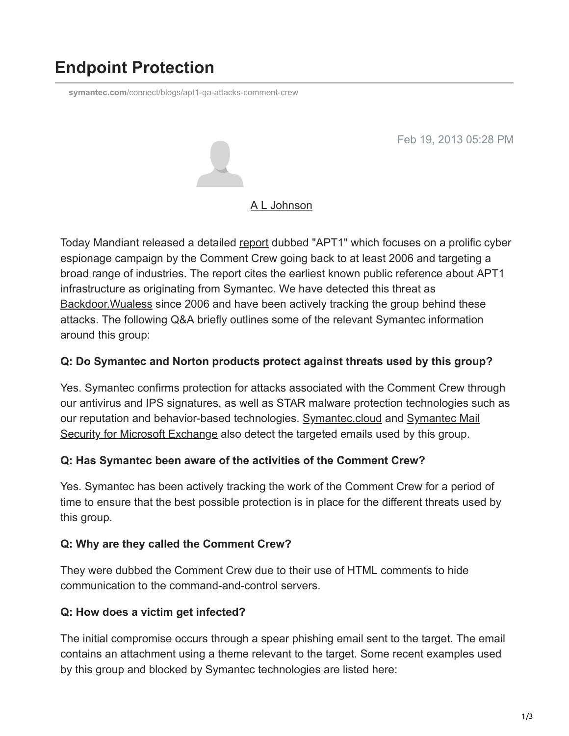# Endpoint Protection

symantec.com/connect/blogs/apt1-qa-attacks-comment-crew

Feb 19, 2013 05:28 PM

A L Johnson

Today Mandiant released a detailed report dubbed "APT1" which focuses on a prolific cyber espionage campaign by the Comment Crew going back to at least 2006 and targeting a broad range of industries. The report cites the earliest known public reference about APT1 infrastructure as originating from Symantec. We have detected this threat as Backdoor.Wualess since 2006 and have been actively tracking the group behind these attacks. The following Q&A briefly outlines some of the relevant Symantec information around this group:

**Q: Do Symantec and Norton products protect against threats used by this group?**

Yes. Symantec confirms protection for attacks associated with the Comment Crew through our antivirus and IPS signatures, as well as STAR malware protection technologies such as our reputation and behavior-based technologies. Symantec.cloud and Symantec Mail Security for Microsoft Exchange also detect the targeted emails used by this group.

**Q: Has Symantec been aware of the activities of the Comment Crew?**

Yes. Symantec has been actively tracking the work of the Comment Crew for a period of time to ensure that the best possible protection is in place for the different threats used by this group.

**Q: Why are they called the Comment Crew?**

They were dubbed the Comment Crew due to their use of HTML comments to hide communication to the command-and-control servers.

**Q: How does a victim get infected?**

The initial compromise occurs through a spear phishing email sent to the target. The email contains an attachment using a theme relevant to the target. Some recent examples used by this group and blocked by Symantec technologies are listed here: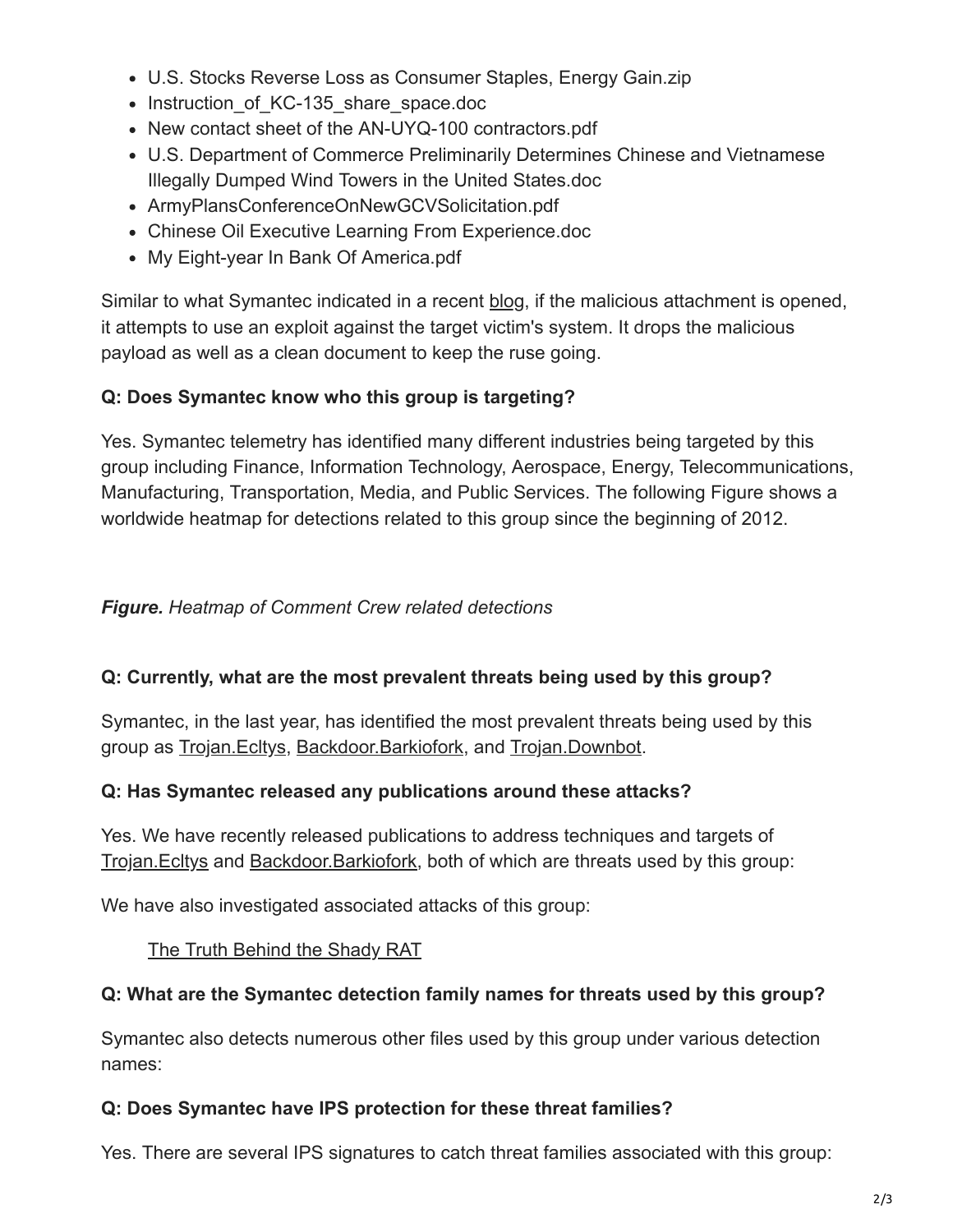- U.S. Stocks Reverse Loss as Consumer Staples, Energy Gain.zip
- Instruction_of_KC-135_share_space.doc
- New contact sheet of the AN-UYQ-100 contractors.pdf
- U.S. Department of Commerce Preliminarily Determines Chinese and Vietnamese Illegally Dumped Wind Towers in the United States.doc
- ArmyPlansConferenceOnNewGCVSolicitation.pdf
- Chinese Oil Executive Learning From Experience.doc
- My Eight-year In Bank Of America.pdf

Similar to what Symantec indicated in a recent blog, if the malicious attachment is opened, it attempts to use an exploit against the target victim's system. It drops the malicious payload as well as a clean document to keep the ruse going.

**Q: Does Symantec know who this group is targeting?**

Yes. Symantec telemetry has identified many different industries being targeted by this group including Finance, Information Technology, Aerospace, Energy, Telecommunications, Manufacturing, Transportation, Media, and Public Services. The following Figure shows a worldwide heatmap for detections related to this group since the beginning of 2012.

***Figure.*** *Heatmap of Comment Crew related detections*

**Q: Currently, what are the most prevalent threats being used by this group?**

Symantec, in the last year, has identified the most prevalent threats being used by this group as Trojan.Ecltys, Backdoor.Barkiofork, and Trojan.Downbot.

**Q: Has Symantec released any publications around these attacks?**

Yes. We have recently released publications to address techniques and targets of Trojan.Ecltys and Backdoor.Barkiofork, both of which are threats used by this group:

We have also investigated associated attacks of this group:

The Truth Behind the Shady RAT

**Q: What are the Symantec detection family names for threats used by this group?**

Symantec also detects numerous other files used by this group under various detection names:

**Q: Does Symantec have IPS protection for these threat families?**

Yes. There are several IPS signatures to catch threat families associated with this group: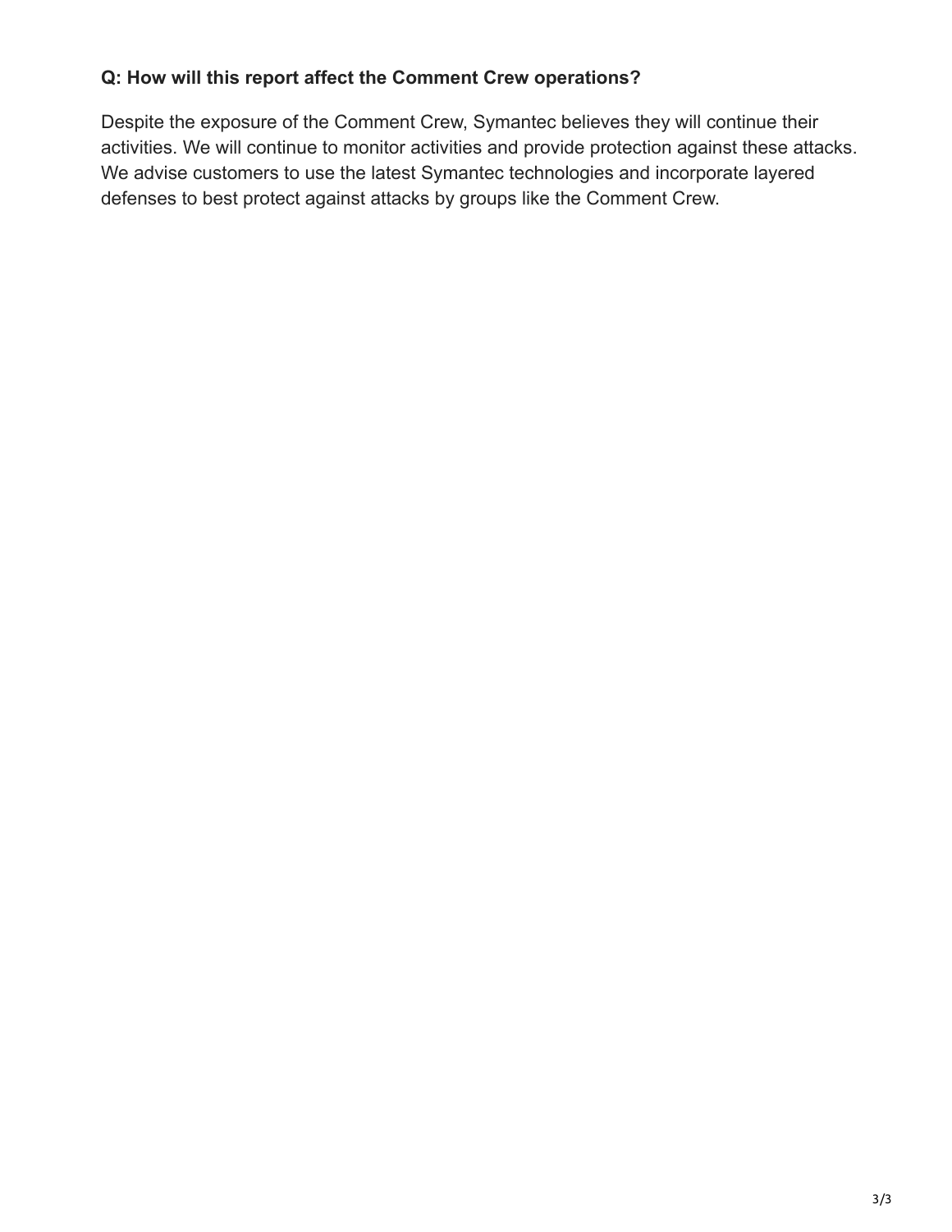**Q: How will this report affect the Comment Crew operations?**

Despite the exposure of the Comment Crew, Symantec believes they will continue their activities. We will continue to monitor activities and provide protection against these attacks. We advise customers to use the latest Symantec technologies and incorporate layered defenses to best protect against attacks by groups like the Comment Crew.